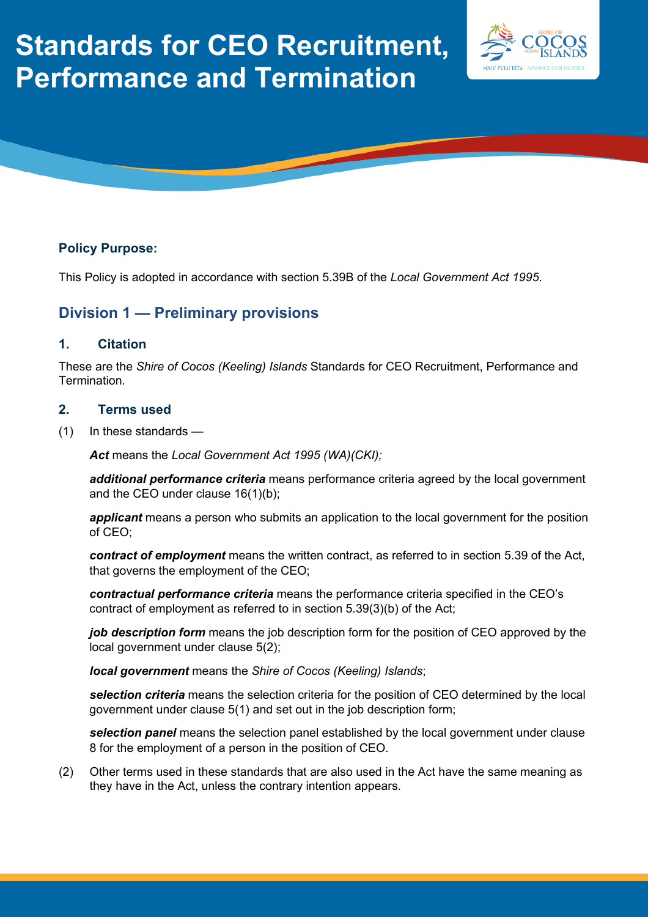# Standards for CEO Recruitment, Performance and Termination

**Policy Purpose:**

This Policy is adopted in accordance with section 5.39B of the *Local Government Act 1995*.

## Division 1 — Preliminary provisions

### 1. Citation

These are the *Shire of Cocos (Keeling) Islands* Standards for CEO Recruitment, Performance and Termination.

### 2. Terms used

(1) In these standards —

***Act*** means the *Local Government Act 1995 (WA)(CKI);*

***additional performance criteria*** means performance criteria agreed by the local government and the CEO under clause 16(1)(b);

***applicant*** means a person who submits an application to the local government for the position of CEO;

***contract of employment*** means the written contract, as referred to in section 5.39 of the Act, that governs the employment of the CEO;

***contractual performance criteria*** means the performance criteria specified in the CEO's contract of employment as referred to in section 5.39(3)(b) of the Act;

***job description form*** means the job description form for the position of CEO approved by the local government under clause 5(2);

***local government*** means the *Shire of Cocos (Keeling) Islands*;

***selection criteria*** means the selection criteria for the position of CEO determined by the local government under clause 5(1) and set out in the job description form;

***selection panel*** means the selection panel established by the local government under clause 8 for the employment of a person in the position of CEO.

(2) Other terms used in these standards that are also used in the Act have the same meaning as they have in the Act, unless the contrary intention appears.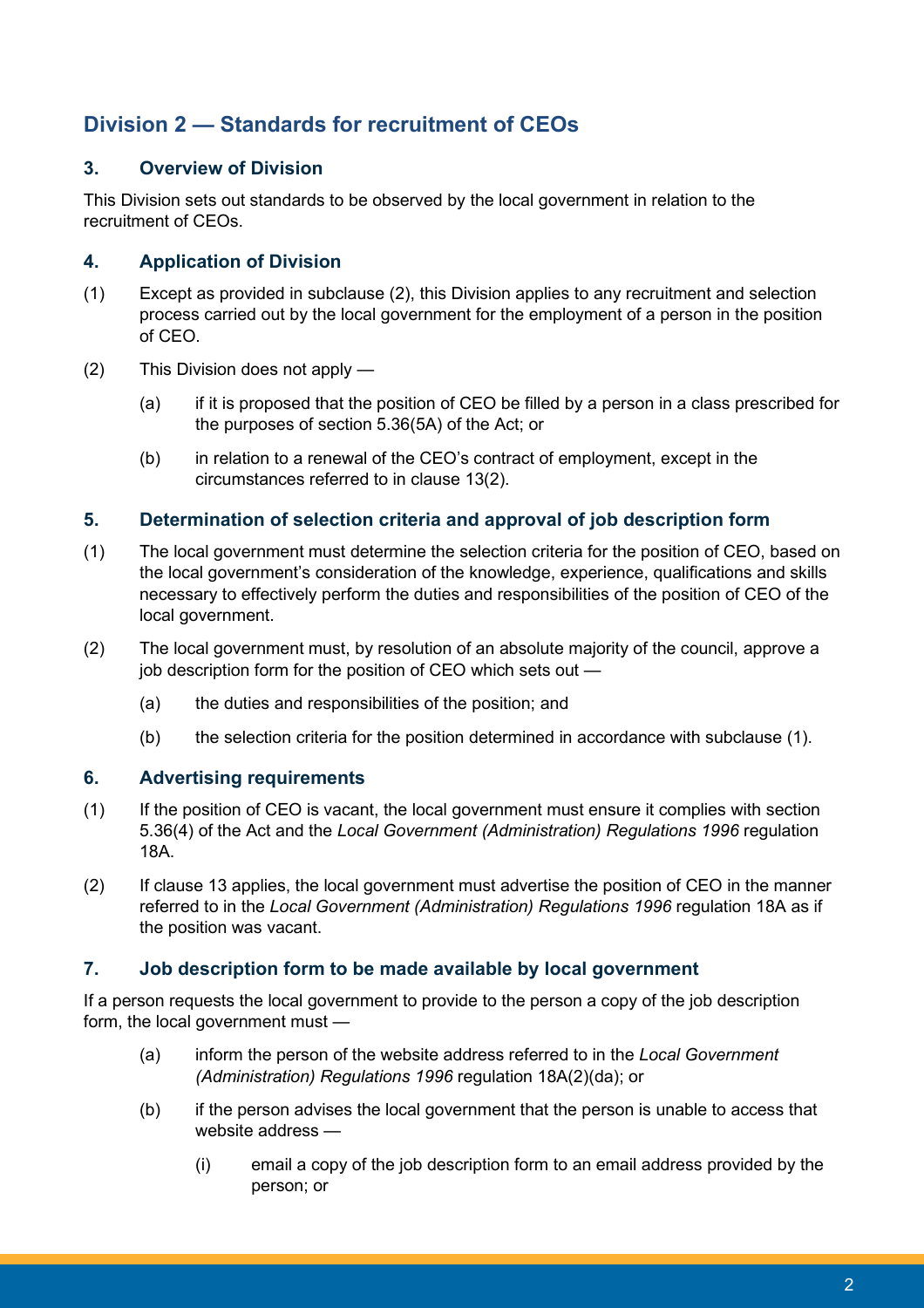## Division 2 — Standards for recruitment of CEOs

### 3. Overview of Division

This Division sets out standards to be observed by the local government in relation to the recruitment of CEOs.

### 4. Application of Division

(1) Except as provided in subclause (2), this Division applies to any recruitment and selection process carried out by the local government for the employment of a person in the position of CEO.

(2) This Division does not apply —

- (a) if it is proposed that the position of CEO be filled by a person in a class prescribed for the purposes of section 5.36(5A) of the Act; or
- (b) in relation to a renewal of the CEO's contract of employment, except in the circumstances referred to in clause 13(2).

### 5. Determination of selection criteria and approval of job description form

(1) The local government must determine the selection criteria for the position of CEO, based on the local government's consideration of the knowledge, experience, qualifications and skills necessary to effectively perform the duties and responsibilities of the position of CEO of the local government.

(2) The local government must, by resolution of an absolute majority of the council, approve a job description form for the position of CEO which sets out —

- (a) the duties and responsibilities of the position; and
- (b) the selection criteria for the position determined in accordance with subclause (1).

### 6. Advertising requirements

(1) If the position of CEO is vacant, the local government must ensure it complies with section 5.36(4) of the Act and the *Local Government (Administration) Regulations 1996* regulation 18A.

(2) If clause 13 applies, the local government must advertise the position of CEO in the manner referred to in the *Local Government (Administration) Regulations 1996* regulation 18A as if the position was vacant.

### 7. Job description form to be made available by local government

If a person requests the local government to provide to the person a copy of the job description form, the local government must —

- (a) inform the person of the website address referred to in the *Local Government (Administration) Regulations 1996* regulation 18A(2)(da); or
- (b) if the person advises the local government that the person is unable to access that website address —
  - (i) email a copy of the job description form to an email address provided by the person; or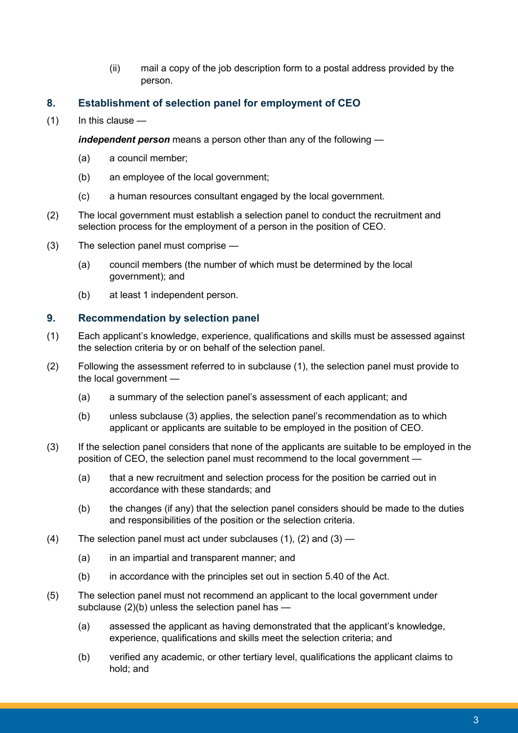(ii) mail a copy of the job description form to a postal address provided by the person.

## 8. Establishment of selection panel for employment of CEO

(1) In this clause —

***independent person*** means a person other than any of the following —

(a) a council member;

(b) an employee of the local government;

(c) a human resources consultant engaged by the local government.

(2) The local government must establish a selection panel to conduct the recruitment and selection process for the employment of a person in the position of CEO.

(3) The selection panel must comprise —

(a) council members (the number of which must be determined by the local government); and

(b) at least 1 independent person.

## 9. Recommendation by selection panel

(1) Each applicant's knowledge, experience, qualifications and skills must be assessed against the selection criteria by or on behalf of the selection panel.

(2) Following the assessment referred to in subclause (1), the selection panel must provide to the local government —

(a) a summary of the selection panel's assessment of each applicant; and

(b) unless subclause (3) applies, the selection panel's recommendation as to which applicant or applicants are suitable to be employed in the position of CEO.

(3) If the selection panel considers that none of the applicants are suitable to be employed in the position of CEO, the selection panel must recommend to the local government —

(a) that a new recruitment and selection process for the position be carried out in accordance with these standards; and

(b) the changes (if any) that the selection panel considers should be made to the duties and responsibilities of the position or the selection criteria.

(4) The selection panel must act under subclauses (1), (2) and (3) —

(a) in an impartial and transparent manner; and

(b) in accordance with the principles set out in section 5.40 of the Act.

(5) The selection panel must not recommend an applicant to the local government under subclause (2)(b) unless the selection panel has —

(a) assessed the applicant as having demonstrated that the applicant's knowledge, experience, qualifications and skills meet the selection criteria; and

(b) verified any academic, or other tertiary level, qualifications the applicant claims to hold; and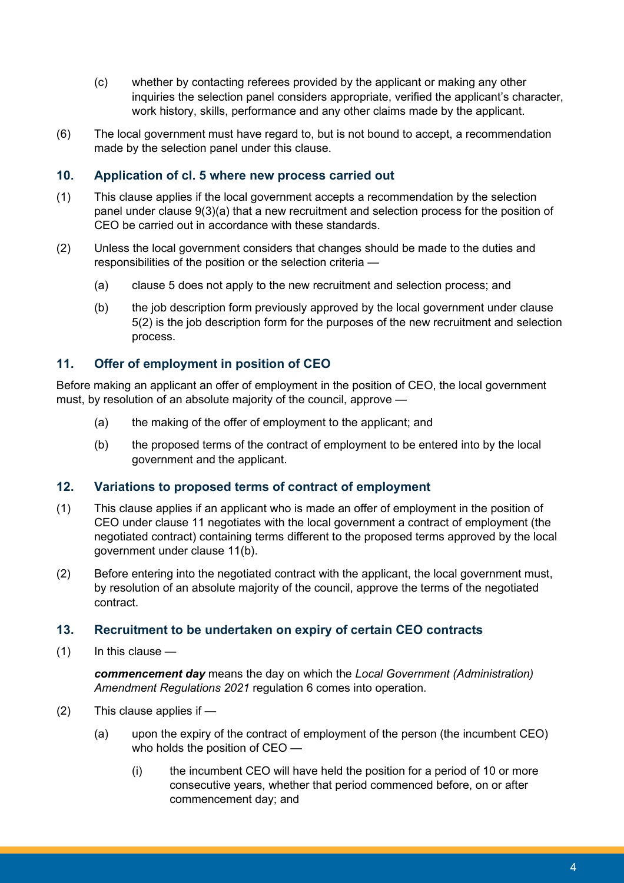(c) whether by contacting referees provided by the applicant or making any other inquiries the selection panel considers appropriate, verified the applicant's character, work history, skills, performance and any other claims made by the applicant.

(6) The local government must have regard to, but is not bound to accept, a recommendation made by the selection panel under this clause.

### 10. Application of cl. 5 where new process carried out

(1) This clause applies if the local government accepts a recommendation by the selection panel under clause 9(3)(a) that a new recruitment and selection process for the position of CEO be carried out in accordance with these standards.

(2) Unless the local government considers that changes should be made to the duties and responsibilities of the position or the selection criteria —

(a) clause 5 does not apply to the new recruitment and selection process; and

(b) the job description form previously approved by the local government under clause 5(2) is the job description form for the purposes of the new recruitment and selection process.

### 11. Offer of employment in position of CEO

Before making an applicant an offer of employment in the position of CEO, the local government must, by resolution of an absolute majority of the council, approve —

(a) the making of the offer of employment to the applicant; and

(b) the proposed terms of the contract of employment to be entered into by the local government and the applicant.

### 12. Variations to proposed terms of contract of employment

(1) This clause applies if an applicant who is made an offer of employment in the position of CEO under clause 11 negotiates with the local government a contract of employment (the negotiated contract) containing terms different to the proposed terms approved by the local government under clause 11(b).

(2) Before entering into the negotiated contract with the applicant, the local government must, by resolution of an absolute majority of the council, approve the terms of the negotiated contract.

### 13. Recruitment to be undertaken on expiry of certain CEO contracts

(1) In this clause —

***commencement day*** means the day on which the *Local Government (Administration) Amendment Regulations 2021* regulation 6 comes into operation.

(2) This clause applies if —

(a) upon the expiry of the contract of employment of the person (the incumbent CEO) who holds the position of CEO —

(i) the incumbent CEO will have held the position for a period of 10 or more consecutive years, whether that period commenced before, on or after commencement day; and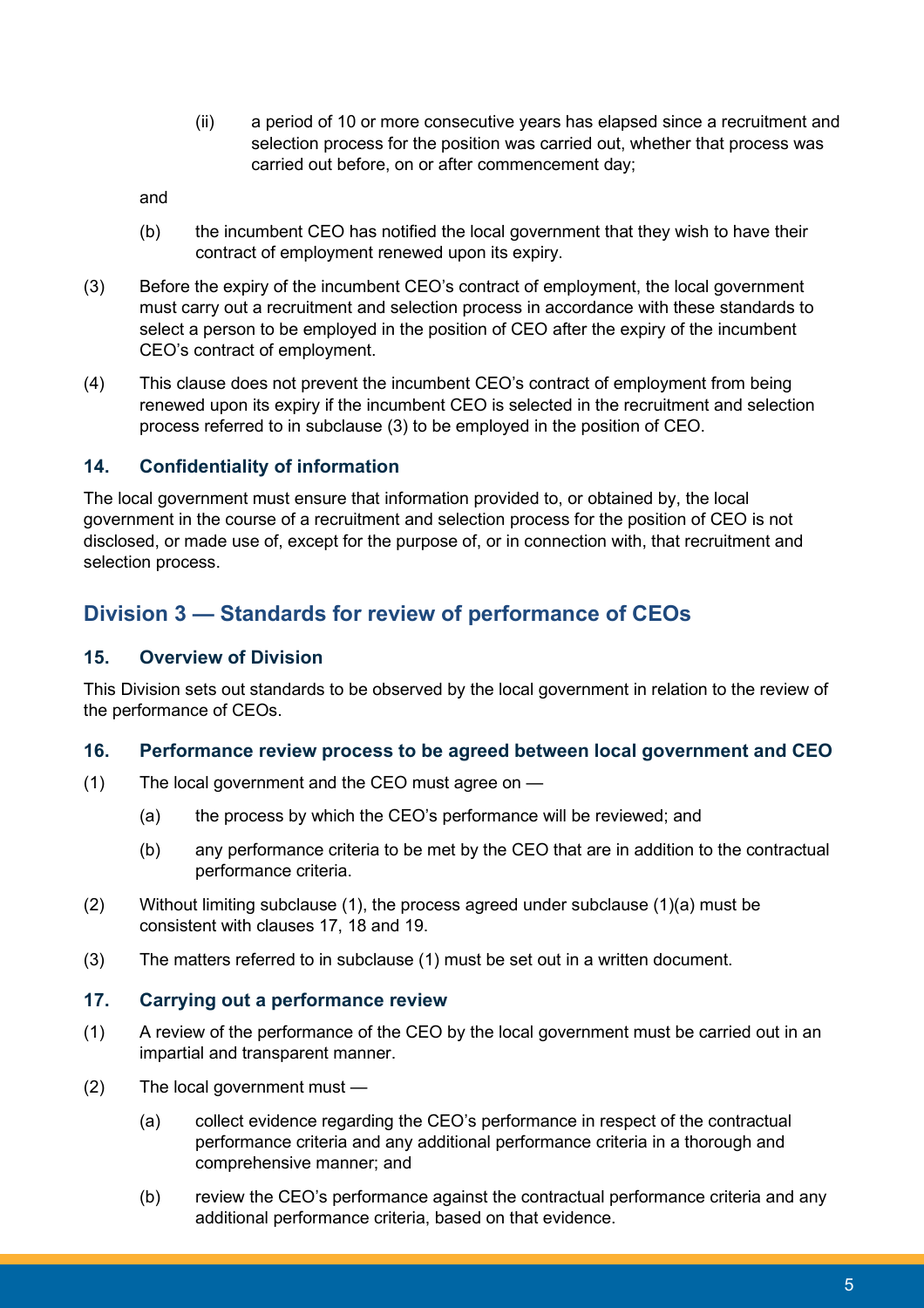(ii) a period of 10 or more consecutive years has elapsed since a recruitment and selection process for the position was carried out, whether that process was carried out before, on or after commencement day;

and

(b) the incumbent CEO has notified the local government that they wish to have their contract of employment renewed upon its expiry.

(3) Before the expiry of the incumbent CEO's contract of employment, the local government must carry out a recruitment and selection process in accordance with these standards to select a person to be employed in the position of CEO after the expiry of the incumbent CEO's contract of employment.

(4) This clause does not prevent the incumbent CEO's contract of employment from being renewed upon its expiry if the incumbent CEO is selected in the recruitment and selection process referred to in subclause (3) to be employed in the position of CEO.

### 14. Confidentiality of information

The local government must ensure that information provided to, or obtained by, the local government in the course of a recruitment and selection process for the position of CEO is not disclosed, or made use of, except for the purpose of, or in connection with, that recruitment and selection process.

## Division 3 — Standards for review of performance of CEOs

### 15. Overview of Division

This Division sets out standards to be observed by the local government in relation to the review of the performance of CEOs.

### 16. Performance review process to be agreed between local government and CEO

(1) The local government and the CEO must agree on —

(a) the process by which the CEO's performance will be reviewed; and

(b) any performance criteria to be met by the CEO that are in addition to the contractual performance criteria.

(2) Without limiting subclause (1), the process agreed under subclause (1)(a) must be consistent with clauses 17, 18 and 19.

(3) The matters referred to in subclause (1) must be set out in a written document.

### 17. Carrying out a performance review

(1) A review of the performance of the CEO by the local government must be carried out in an impartial and transparent manner.

(2) The local government must —

(a) collect evidence regarding the CEO's performance in respect of the contractual performance criteria and any additional performance criteria in a thorough and comprehensive manner; and

(b) review the CEO's performance against the contractual performance criteria and any additional performance criteria, based on that evidence.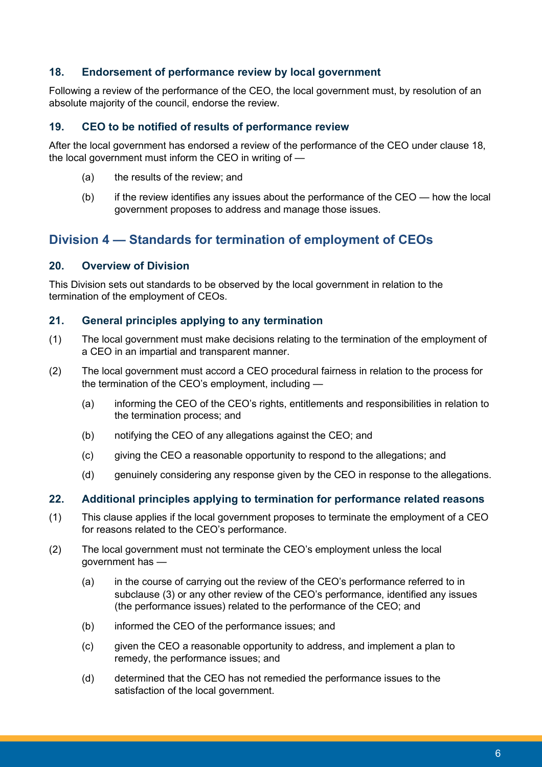### 18. Endorsement of performance review by local government

Following a review of the performance of the CEO, the local government must, by resolution of an absolute majority of the council, endorse the review.

### 19. CEO to be notified of results of performance review

After the local government has endorsed a review of the performance of the CEO under clause 18, the local government must inform the CEO in writing of —

(a) the results of the review; and

(b) if the review identifies any issues about the performance of the CEO — how the local government proposes to address and manage those issues.

## Division 4 — Standards for termination of employment of CEOs

### 20. Overview of Division

This Division sets out standards to be observed by the local government in relation to the termination of the employment of CEOs.

### 21. General principles applying to any termination

(1) The local government must make decisions relating to the termination of the employment of a CEO in an impartial and transparent manner.

(2) The local government must accord a CEO procedural fairness in relation to the process for the termination of the CEO's employment, including —

(a) informing the CEO of the CEO's rights, entitlements and responsibilities in relation to the termination process; and

(b) notifying the CEO of any allegations against the CEO; and

(c) giving the CEO a reasonable opportunity to respond to the allegations; and

(d) genuinely considering any response given by the CEO in response to the allegations.

### 22. Additional principles applying to termination for performance related reasons

(1) This clause applies if the local government proposes to terminate the employment of a CEO for reasons related to the CEO's performance.

(2) The local government must not terminate the CEO's employment unless the local government has —

(a) in the course of carrying out the review of the CEO's performance referred to in subclause (3) or any other review of the CEO's performance, identified any issues (the performance issues) related to the performance of the CEO; and

(b) informed the CEO of the performance issues; and

(c) given the CEO a reasonable opportunity to address, and implement a plan to remedy, the performance issues; and

(d) determined that the CEO has not remedied the performance issues to the satisfaction of the local government.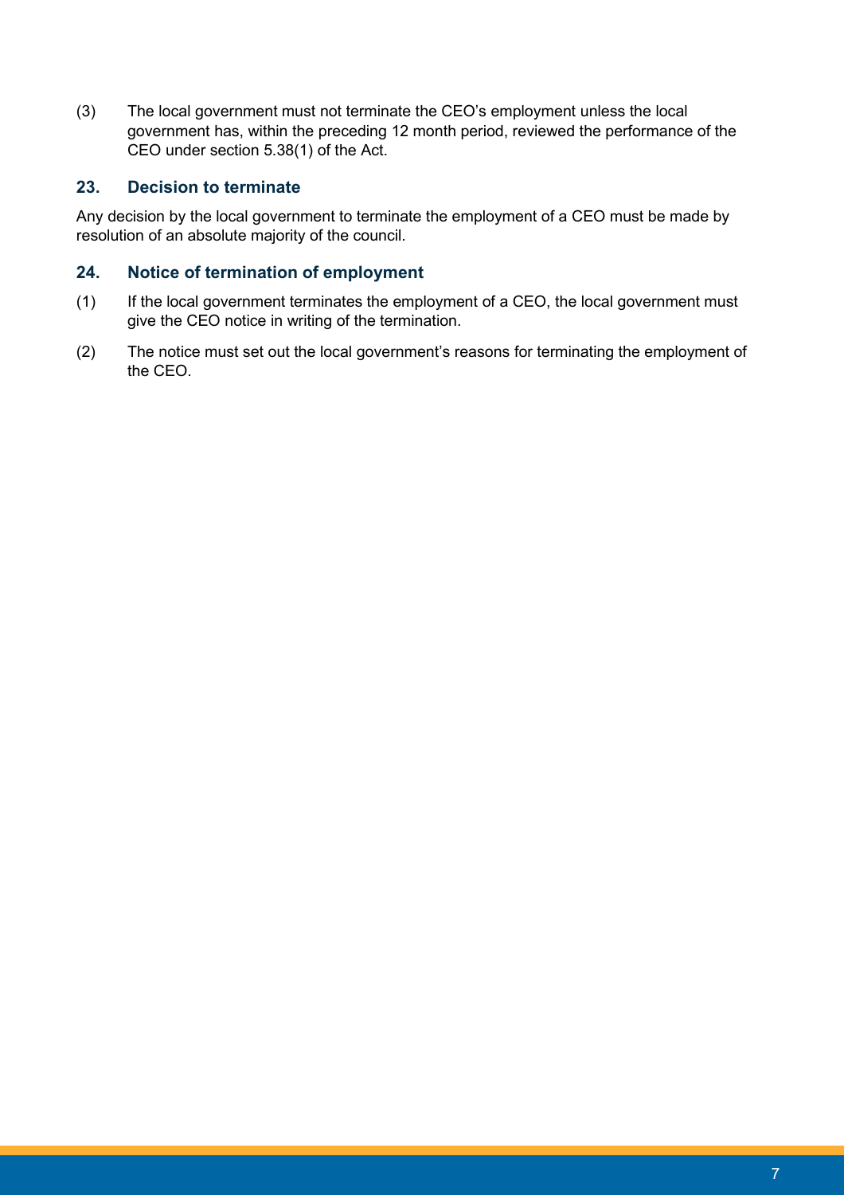(3) The local government must not terminate the CEO's employment unless the local government has, within the preceding 12 month period, reviewed the performance of the CEO under section 5.38(1) of the Act.

### 23. Decision to terminate

Any decision by the local government to terminate the employment of a CEO must be made by resolution of an absolute majority of the council.

### 24. Notice of termination of employment

(1) If the local government terminates the employment of a CEO, the local government must give the CEO notice in writing of the termination.

(2) The notice must set out the local government's reasons for terminating the employment of the CEO.